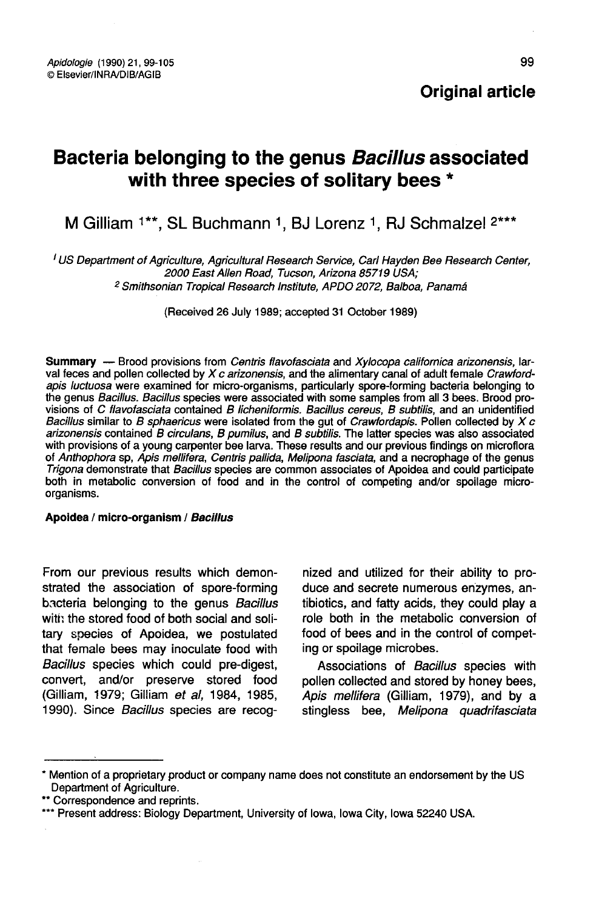Original article

# Bacteria belonging to the genus *Bacillus* associated with three species of solitary bees *

M Gilliam [1**], SL Buchmann [1], BJ Lorenz [1], RJ Schmalzel [2***]

[1] US Department of Agriculture, Agricultural Research Service, Carl Hayden Bee Research Center, 2000 East Allen Road, Tucson, Arizona 85719 USA;
[2] Smithsonian Tropical Research Institute, APDO 2072, Balboa, Panamá

(Received 26 July 1989; accepted 31 October 1989)

**Summary** — Brood provisions from *Centris flavofasciata* and *Xylocopa californica arizonensis*, larval feces and pollen collected by *X c arizonensis*, and the alimentary canal of adult female *Crawfordapis luctuosa* were examined for micro-organisms, particularly spore-forming bacteria belonging to the genus *Bacillus*. *Bacillus* species were associated with some samples from all 3 bees. Brood provisions of *C flavofasciata* contained *B licheniformis*. *Bacillus cereus*, *B subtilis*, and an unidentified *Bacillus* similar to *B sphaericus* were isolated from the gut of *Crawfordapis*. Pollen collected by *X c arizonensis* contained *B circulans*, *B pumilus*, and *B subtilis*. The latter species was also associated with provisions of a young carpenter bee larva. These results and our previous findings on microflora of *Anthophora* sp, *Apis mellifera*, *Centris pallida*, *Melipona fasciata*, and a necrophage of the genus *Trigona* demonstrate that *Bacillus* species are common associates of Apoidea and could participate both in metabolic conversion of food and in the control of competing and/or spoilage micro-organisms.

**Apoidea / micro-organism / *Bacillus***

From our previous results which demonstrated the association of spore-forming bacteria belonging to the genus *Bacillus* with the stored food of both social and solitary species of Apoidea, we postulated that female bees may inoculate food with *Bacillus* species which could pre-digest, convert, and/or preserve stored food (Gilliam, 1979; Gilliam *et al*, 1984, 1985, 1990). Since *Bacillus* species are recognized and utilized for their ability to produce and secrete numerous enzymes, antibiotics, and fatty acids, they could play a role both in the metabolic conversion of food of bees and in the control of competing or spoilage microbes.

Associations of *Bacillus* species with pollen collected and stored by honey bees, *Apis mellifera* (Gilliam, 1979), and by a stingless bee, *Melipona quadrifasciata*

---

* Mention of a proprietary product or company name does not constitute an endorsement by the US Department of Agriculture.
** Correspondence and reprints.
*** Present address: Biology Department, University of Iowa, Iowa City, Iowa 52240 USA.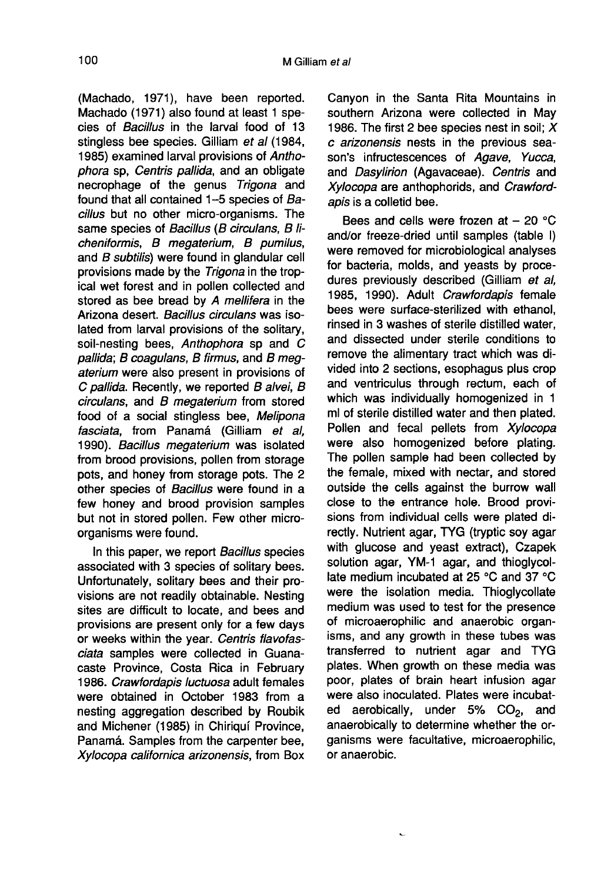(Machado, 1971), have been reported. Machado (1971) also found at least 1 species of *Bacillus* in the larval food of 13 stingless bee species. Gilliam *et al* (1984, 1985) examined larval provisions of *Anthophora* sp, *Centris pallida*, and an obligate necrophage of the genus *Trigona* and found that all contained 1–5 species of *Bacillus* but no other micro-organisms. The same species of *Bacillus* (*B circulans*, *B licheniformis*, *B megaterium*, *B pumilus*, and *B subtilis*) were found in glandular cell provisions made by the *Trigona* in the tropical wet forest and in pollen collected and stored as bee bread by *A mellifera* in the Arizona desert. *Bacillus circulans* was isolated from larval provisions of the solitary, soil-nesting bees, *Anthophora* sp and *C pallida*; *B coagulans*, *B firmus*, and *B megaterium* were also present in provisions of *C pallida*. Recently, we reported *B alvei*, *B circulans*, and *B megaterium* from stored food of a social stingless bee, *Melipona fasciata*, from Panamá (Gilliam *et al*, 1990). *Bacillus megaterium* was isolated from brood provisions, pollen from storage pots, and honey from storage pots. The 2 other species of *Bacillus* were found in a few honey and brood provision samples but not in stored pollen. Few other micro-organisms were found.

In this paper, we report *Bacillus* species associated with 3 species of solitary bees. Unfortunately, solitary bees and their provisions are not readily obtainable. Nesting sites are difficult to locate, and bees and provisions are present only for a few days or weeks within the year. *Centris flavofasciata* samples were collected in Guanacaste Province, Costa Rica in February 1986. *Crawfordapis luctuosa* adult females were obtained in October 1983 from a nesting aggregation described by Roubik and Michener (1985) in Chiriquí Province, Panamá. Samples from the carpenter bee, *Xylocopa californica arizonensis*, from Box Canyon in the Santa Rita Mountains in southern Arizona were collected in May 1986. The first 2 bee species nest in soil; *X c arizonensis* nests in the previous season's infructescences of *Agave*, *Yucca*, and *Dasylirion* (Agavaceae). *Centris* and *Xylocopa* are anthophorids, and *Crawfordapis* is a colletid bee.

Bees and cells were frozen at − 20 °C and/or freeze-dried until samples (table I) were removed for microbiological analyses for bacteria, molds, and yeasts by procedures previously described (Gilliam *et al*, 1985, 1990). Adult *Crawfordapis* female bees were surface-sterilized with ethanol, rinsed in 3 washes of sterile distilled water, and dissected under sterile conditions to remove the alimentary tract which was divided into 2 sections, esophagus plus crop and ventriculus through rectum, each of which was individually homogenized in 1 ml of sterile distilled water and then plated. Pollen and fecal pellets from *Xylocopa* were also homogenized before plating. The pollen sample had been collected by the female, mixed with nectar, and stored outside the cells against the burrow wall close to the entrance hole. Brood provisions from individual cells were plated directly. Nutrient agar, TYG (tryptic soy agar with glucose and yeast extract), Czapek solution agar, YM-1 agar, and thioglycollate medium incubated at 25 °C and 37 °C were the isolation media. Thioglycollate medium was used to test for the presence of microaerophilic and anaerobic organisms, and any growth in these tubes was transferred to nutrient agar and TYG plates. When growth on these media was poor, plates of brain heart infusion agar were also inoculated. Plates were incubated aerobically, under 5% $CO_2$, and anaerobically to determine whether the organisms were facultative, microaerophilic, or anaerobic.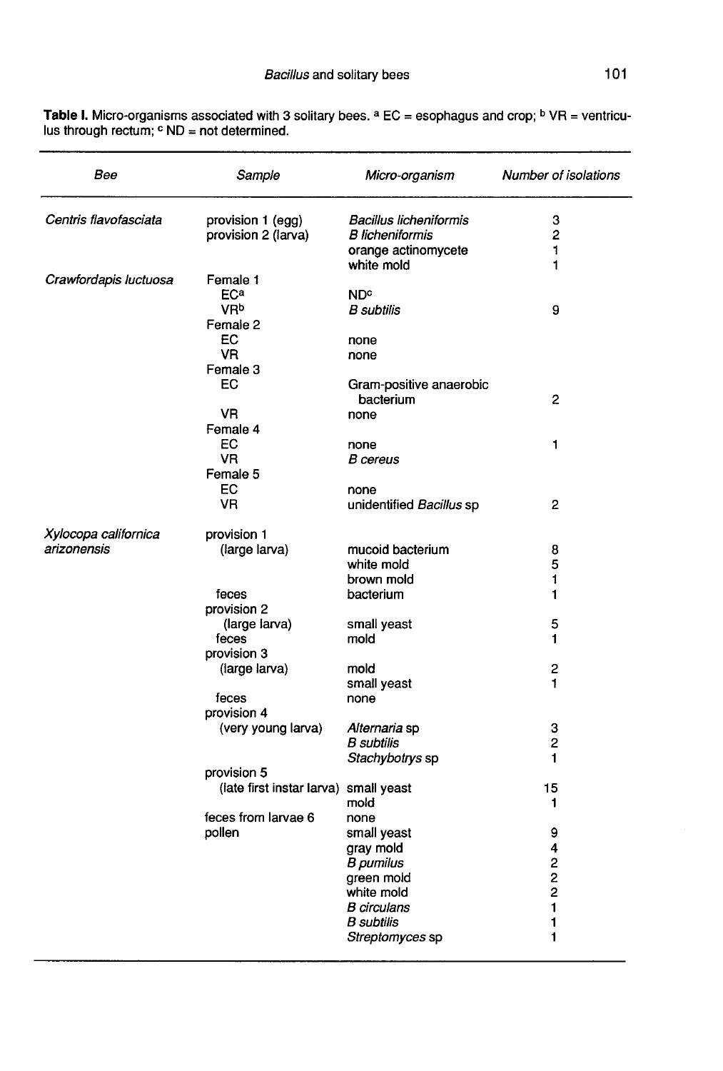**Table I.** Micro-organisms associated with 3 solitary bees. [a] EC = esophagus and crop; [b] VR = ventriculus through rectum; [c] ND = not determined.

| Bee | Sample | Micro-organism | Number of isolations |
|---|---|---|---|
| *Centris flavofasciata* | provision 1 (egg) | *Bacillus licheniformis* | 3 |
| | provision 2 (larva) | *B licheniformis* | 2 |
| | | orange actinomycete | 1 |
| | | white mold | 1 |
| *Crawfordapis luctuosa* | Female 1 | | |
| | EC[a] | ND[c] | |
| | VR[b] | *B subtilis* | 9 |
| | Female 2 | | |
| | EC | none | |
| | VR | none | |
| | Female 3 | | |
| | EC | Gram-positive anaerobic bacterium | 2 |
| | VR | none | |
| | Female 4 | | |
| | EC | none | 1 |
| | VR | *B cereus* | |
| | Female 5 | | |
| | EC | none | |
| | VR | unidentified *Bacillus* sp | 2 |
| *Xylocopa californica arizonensis* | provision 1 (large larva) | mucoid bacterium | 8 |
| | | white mold | 5 |
| | | brown mold | 1 |
| | feces | bacterium | 1 |
| | provision 2 (large larva) | small yeast | 5 |
| | feces | mold | 1 |
| | provision 3 (large larva) | mold | 2 |
| | | small yeast | 1 |
| | feces | none | |
| | provision 4 (very young larva) | *Alternaria* sp | 3 |
| | | *B subtilis* | 2 |
| | | *Stachybotrys* sp | 1 |
| | provision 5 (late first instar larva) | small yeast | 15 |
| | | mold | 1 |
| | feces from larvae 6 | none | |
| | pollen | small yeast | 9 |
| | | gray mold | 4 |
| | | *B pumilus* | 2 |
| | | green mold | 2 |
| | | white mold | 2 |
| | | *B circulans* | 1 |
| | | *B subtilis* | 1 |
| | | *Streptomyces* sp | 1 |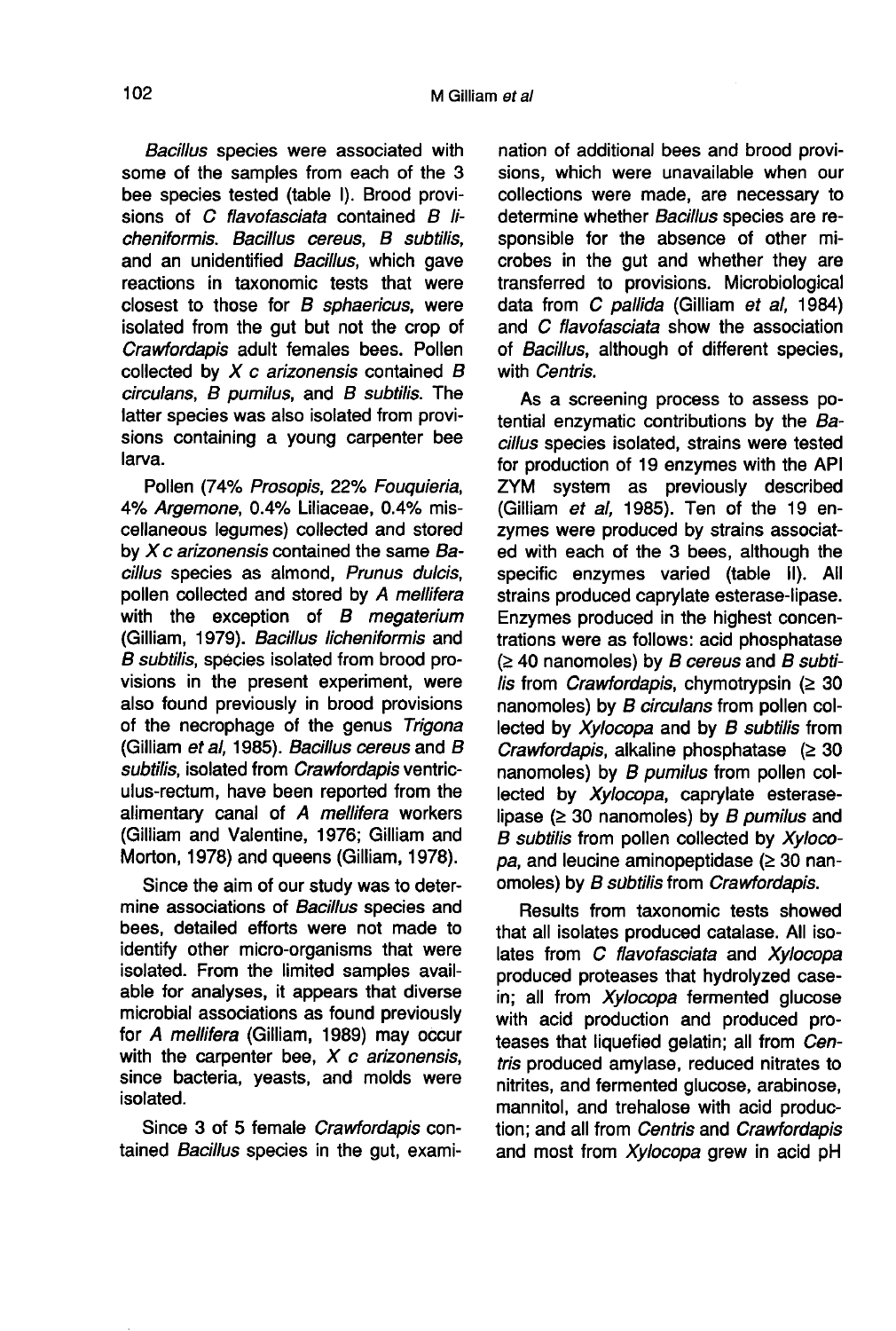*Bacillus* species were associated with some of the samples from each of the 3 bee species tested (table I). Brood provisions of *C flavofasciata* contained *B licheniformis*. *Bacillus cereus*, *B subtilis*, and an unidentified *Bacillus*, which gave reactions in taxonomic tests that were closest to those for *B sphaericus*, were isolated from the gut but not the crop of *Crawfordapis* adult females bees. Pollen collected by *X c arizonensis* contained *B circulans*, *B pumilus*, and *B subtilis*. The latter species was also isolated from provisions containing a young carpenter bee larva.

Pollen (74% *Prosopis*, 22% *Fouquieria*, 4% *Argemone*, 0.4% Liliaceae, 0.4% miscellaneous legumes) collected and stored by *X c arizonensis* contained the same *Bacillus* species as almond, *Prunus dulcis*, pollen collected and stored by *A mellifera* with the exception of *B megaterium* (Gilliam, 1979). *Bacillus licheniformis* and *B subtilis*, species isolated from brood provisions in the present experiment, were also found previously in brood provisions of the necrophage of the genus *Trigona* (Gilliam *et al*, 1985). *Bacillus cereus* and *B subtilis*, isolated from *Crawfordapis* ventriculus-rectum, have been reported from the alimentary canal of *A mellifera* workers (Gilliam and Valentine, 1976; Gilliam and Morton, 1978) and queens (Gilliam, 1978).

Since the aim of our study was to determine associations of *Bacillus* species and bees, detailed efforts were not made to identify other micro-organisms that were isolated. From the limited samples available for analyses, it appears that diverse microbial associations as found previously for *A mellifera* (Gilliam, 1989) may occur with the carpenter bee, *X c arizonensis*, since bacteria, yeasts, and molds were isolated.

Since 3 of 5 female *Crawfordapis* contained *Bacillus* species in the gut, examination of additional bees and brood provisions, which were unavailable when our collections were made, are necessary to determine whether *Bacillus* species are responsible for the absence of other microbes in the gut and whether they are transferred to provisions. Microbiological data from *C pallida* (Gilliam *et al*, 1984) and *C flavofasciata* show the association of *Bacillus*, although of different species, with *Centris*.

As a screening process to assess potential enzymatic contributions by the *Bacillus* species isolated, strains were tested for production of 19 enzymes with the API ZYM system as previously described (Gilliam *et al*, 1985). Ten of the 19 enzymes were produced by strains associated with each of the 3 bees, although the specific enzymes varied (table II). All strains produced caprylate esterase-lipase. Enzymes produced in the highest concentrations were as follows: acid phosphatase ($\geq$ 40 nanomoles) by *B cereus* and *B subtilis* from *Crawfordapis*, chymotrypsin ($\geq$ 30 nanomoles) by *B circulans* from pollen collected by *Xylocopa* and by *B subtilis* from *Crawfordapis*, alkaline phosphatase ($\geq$ 30 nanomoles) by *B pumilus* from pollen collected by *Xylocopa*, caprylate esterase-lipase ($\geq$ 30 nanomoles) by *B pumilus* and *B subtilis* from pollen collected by *Xylocopa*, and leucine aminopeptidase ($\geq$ 30 nanomoles) by *B subtilis* from *Crawfordapis*.

Results from taxonomic tests showed that all isolates produced catalase. All isolates from *C flavofasciata* and *Xylocopa* produced proteases that hydrolyzed casein; all from *Xylocopa* fermented glucose with acid production and produced proteases that liquefied gelatin; all from *Centris* produced amylase, reduced nitrates to nitrites, and fermented glucose, arabinose, mannitol, and trehalose with acid production; and all from *Centris* and *Crawfordapis* and most from *Xylocopa* grew in acid pH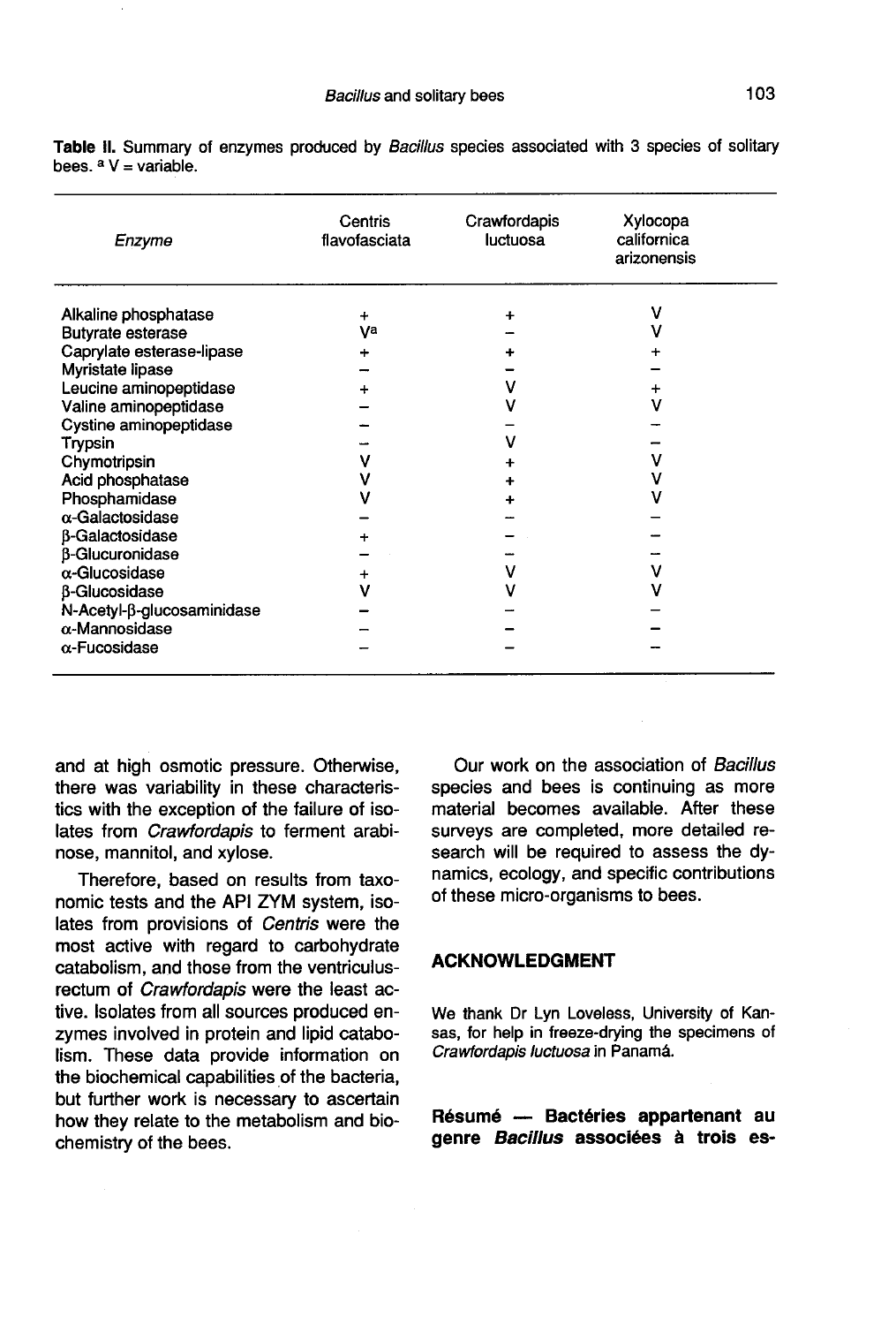**Table II.** Summary of enzymes produced by *Bacillus* species associated with 3 species of solitary bees. [a] V = variable.

| Enzyme | Centris flavofasciata | Crawfordapis luctuosa | Xylocopa californica arizonensis |
|---|---|---|---|
| Alkaline phosphatase | + | + | V |
| Butyrate esterase | V[a] | – | V |
| Caprylate esterase-lipase | + | + | + |
| Myristate lipase | – | – | – |
| Leucine aminopeptidase | + | V | + |
| Valine aminopeptidase | – | V | V |
| Cystine aminopeptidase | – | – | – |
| Trypsin | – | V | – |
| Chymotripsin | V | + | V |
| Acid phosphatase | V | + | V |
| Phosphamidase | V | + | V |
| α-Galactosidase | – | – | – |
| β-Galactosidase | + | – | – |
| β-Glucuronidase | – | – | – |
| α-Glucosidase | + | V | V |
| β-Glucosidase | V | V | V |
| N-Acetyl-β-glucosaminidase | – | – | – |
| α-Mannosidase | – | – | – |
| α-Fucosidase | – | – | – |

and at high osmotic pressure. Otherwise, there was variability in these characteristics with the exception of the failure of isolates from *Crawfordapis* to ferment arabinose, mannitol, and xylose.

Therefore, based on results from taxonomic tests and the API ZYM system, isolates from provisions of *Centris* were the most active with regard to carbohydrate catabolism, and those from the ventriculus-rectum of *Crawfordapis* were the least active. Isolates from all sources produced enzymes involved in protein and lipid catabolism. These data provide information on the biochemical capabilities of the bacteria, but further work is necessary to ascertain how they relate to the metabolism and biochemistry of the bees.

Our work on the association of *Bacillus* species and bees is continuing as more material becomes available. After these surveys are completed, more detailed research will be required to assess the dynamics, ecology, and specific contributions of these micro-organisms to bees.

## ACKNOWLEDGMENT

We thank Dr Lyn Loveless, University of Kansas, for help in freeze-drying the specimens of *Crawfordapis luctuosa* in Panamá.

**Résumé — Bactéries appartenant au genre *Bacillus* associées à trois es-**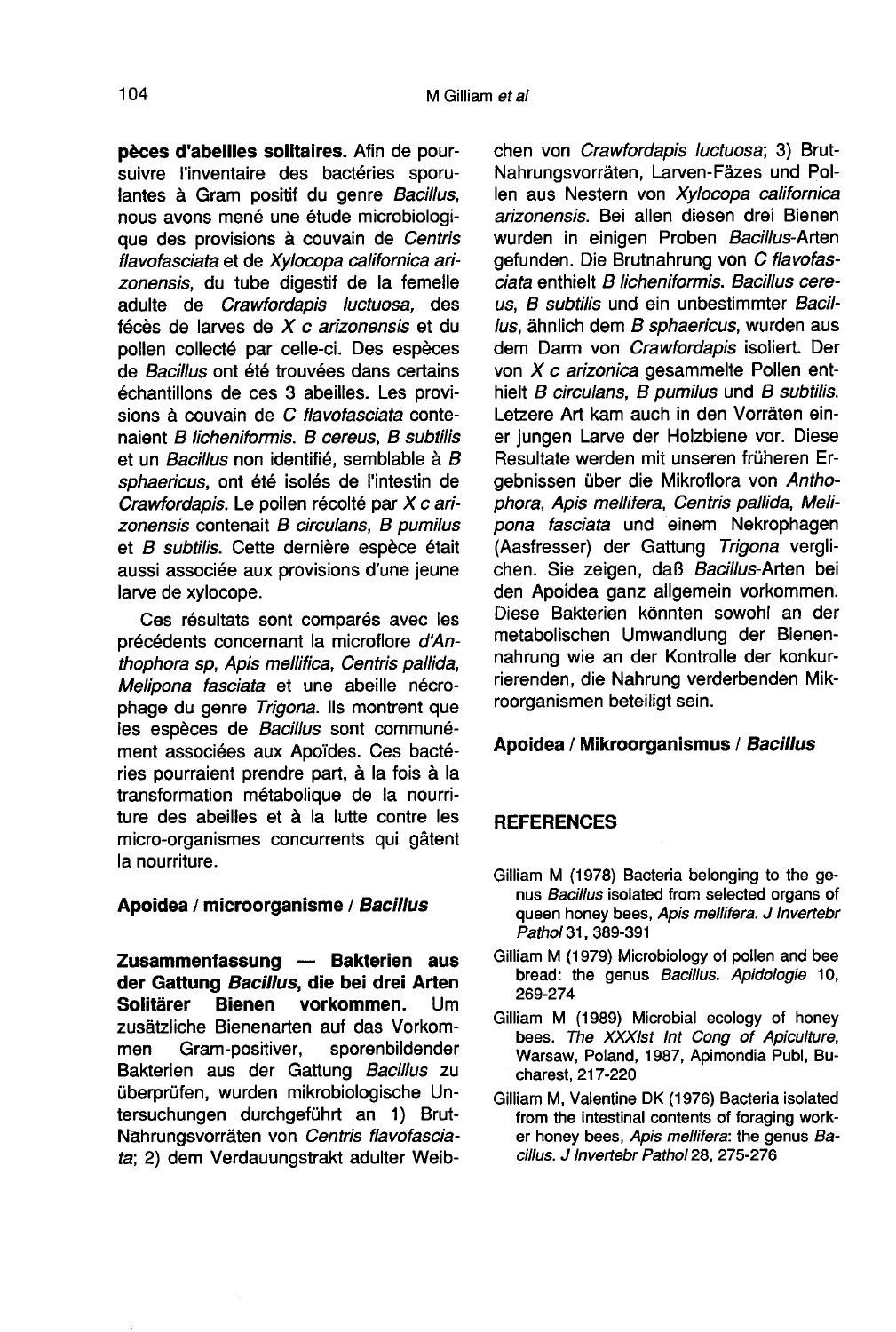**pèces d'abeilles solitaires.** Afin de poursuivre l'inventaire des bactéries sporulantes à Gram positif du genre *Bacillus*, nous avons mené une étude microbiologique des provisions à couvain de *Centris flavofasciata* et de *Xylocopa californica arizonensis*, du tube digestif de la femelle adulte de *Crawfordapis luctuosa*, des fécès de larves de *X c arizonensis* et du pollen collecté par celle-ci. Des espèces de *Bacillus* ont été trouvées dans certains échantillons de ces 3 abeilles. Les provisions à couvain de *C flavofasciata* contenaient *B licheniformis*. *B cereus*, *B subtilis* et un *Bacillus* non identifié, semblable à *B sphaericus*, ont été isolés de l'intestin de *Crawfordapis*. Le pollen récolté par *X c arizonensis* contenait *B circulans*, *B pumilus* et *B subtilis*. Cette dernière espèce était aussi associée aux provisions d'une jeune larve de xylocope.

Ces résultats sont comparés avec les précédents concernant la microflore *d'Anthophora sp*, *Apis mellifica*, *Centris pallida*, *Melipona fasciata* et une abeille nécrophage du genre *Trigona*. Ils montrent que les espèces de *Bacillus* sont communément associées aux Apoïdes. Ces bactéries pourraient prendre part, à la fois à la transformation métabolique de la nourriture des abeilles et à la lutte contre les micro-organismes concurrents qui gâtent la nourriture.

**Apoidea / microorganisme / *Bacillus***

**Zusammenfassung — Bakterien aus der Gattung *Bacillus*, die bei drei Arten Solitärer Bienen vorkommen.** Um zusätzliche Bienenarten auf das Vorkommen Gram-positiver, sporenbildender Bakterien aus der Gattung *Bacillus* zu überprüfen, wurden mikrobiologische Untersuchungen durchgeführt an 1) Brut-Nahrungsvorräten von *Centris flavofasciata*; 2) dem Verdauungstrakt adulter Weibchen von *Crawfordapis luctuosa*; 3) Brut-Nahrungsvorräten, Larven-Fäzes und Pollen aus Nestern von *Xylocopa californica arizonensis*. Bei allen diesen drei Bienen wurden in einigen Proben *Bacillus*-Arten gefunden. Die Brutnahrung von *C flavofasciata* enthielt *B licheniformis*. *Bacillus cereus*, *B subtilis* und ein unbestimmter *Bacillus*, ähnlich dem *B sphaericus*, wurden aus dem Darm von *Crawfordapis* isoliert. Der von *X c arizonica* gesammelte Pollen enthielt *B circulans*, *B pumilus* und *B subtilis*. Letzere Art kam auch in den Vorräten einer jungen Larve der Holzbiene vor. Diese Resultate werden mit unseren früheren Ergebnissen über die Mikroflora von *Anthophora*, *Apis mellifera*, *Centris pallida*, *Melipona fasciata* und einem Nekrophagen (Aasfresser) der Gattung *Trigona* verglichen. Sie zeigen, daß *Bacillus*-Arten bei den Apoidea ganz allgemein vorkommen. Diese Bakterien könnten sowohl an der metabolischen Umwandlung der Bienennahrung wie an der Kontrolle der konkurrierenden, die Nahrung verderbenden Mikroorganismen beteiligt sein.

**Apoidea / Mikroorganismus / *Bacillus***

## REFERENCES

Gilliam M (1978) Bacteria belonging to the genus *Bacillus* isolated from selected organs of queen honey bees, *Apis mellifera*. *J Invertebr Pathol* 31, 389-391

Gilliam M (1979) Microbiology of pollen and bee bread: the genus *Bacillus*. *Apidologie* 10, 269-274

Gilliam M (1989) Microbial ecology of honey bees. *The XXXIst Int Cong of Apiculture*, Warsaw, Poland, 1987, Apimondia Publ, Bucharest, 217-220

Gilliam M, Valentine DK (1976) Bacteria isolated from the intestinal contents of foraging worker honey bees, *Apis mellifera*: the genus *Bacillus*. *J Invertebr Pathol* 28, 275-276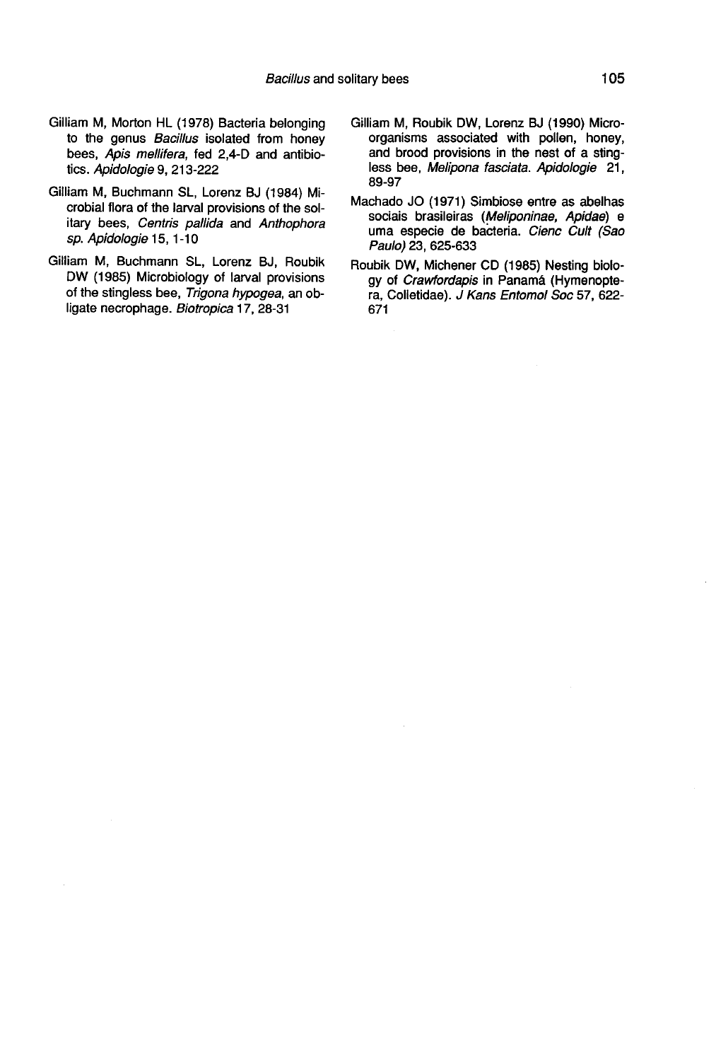Gilliam M, Morton HL (1978) Bacteria belonging to the genus *Bacillus* isolated from honey bees, *Apis mellifera*, fed 2,4-D and antibiotics. *Apidologie* 9, 213-222

Gilliam M, Buchmann SL, Lorenz BJ (1984) Microbial flora of the larval provisions of the solitary bees, *Centris pallida* and *Anthophora* sp. *Apidologie* 15, 1-10

Gilliam M, Buchmann SL, Lorenz BJ, Roubik DW (1985) Microbiology of larval provisions of the stingless bee, *Trigona hypogea*, an obligate necrophage. *Biotropica* 17, 28-31

Gilliam M, Roubik DW, Lorenz BJ (1990) Microorganisms associated with pollen, honey, and brood provisions in the nest of a stingless bee, *Melipona fasciata*. *Apidologie* 21, 89-97

Machado JO (1971) Simbiose entre as abelhas sociais brasileiras (*Meliponinae, Apidae*) e uma especie de bacteria. *Cienc Cult (Sao Paulo)* 23, 625-633

Roubik DW, Michener CD (1985) Nesting biology of *Crawfordapis* in Panamá (Hymenoptera, Colletidae). *J Kans Entomol Soc* 57, 622-671